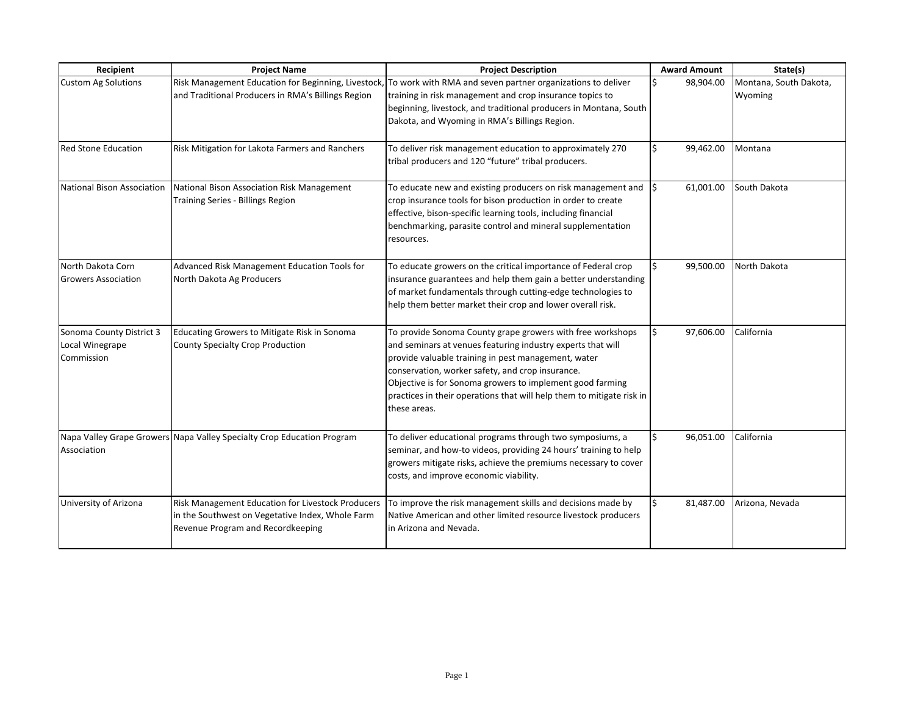| Recipient | Project Name | Project Description | Award Amount | State(s) |
|---|---|---|---|---|
| Custom Ag Solutions | Risk Management Education for Beginning, Livestock, and Traditional Producers in RMA's Billings Region | To work with RMA and seven partner organizations to deliver training in risk management and crop insurance topics to beginning, livestock, and traditional producers in Montana, South Dakota, and Wyoming in RMA's Billings Region. | $ 98,904.00 | Montana, South Dakota, Wyoming |
| Red Stone Education | Risk Mitigation for Lakota Farmers and Ranchers | To deliver risk management education to approximately 270 tribal producers and 120 "future" tribal producers. | $ 99,462.00 | Montana |
| National Bison Association | National Bison Association Risk Management Training Series - Billings Region | To educate new and existing producers on risk management and crop insurance tools for bison production in order to create effective, bison-specific learning tools, including financial benchmarking, parasite control and mineral supplementation resources. | $ 61,001.00 | South Dakota |
| North Dakota Corn Growers Association | Advanced Risk Management Education Tools for North Dakota Ag Producers | To educate growers on the critical importance of Federal crop insurance guarantees and help them gain a better understanding of market fundamentals through cutting-edge technologies to help them better market their crop and lower overall risk. | $ 99,500.00 | North Dakota |
| Sonoma County District 3 Local Winegrape Commission | Educating Growers to Mitigate Risk in Sonoma County Specialty Crop Production | To provide Sonoma County grape growers with free workshops and seminars at venues featuring industry experts that will provide valuable training in pest management, water conservation, worker safety, and crop insurance. Objective is for Sonoma growers to implement good farming practices in their operations that will help them to mitigate risk in these areas. | $ 97,606.00 | California |
| Napa Valley Grape Growers Association | Napa Valley Specialty Crop Education Program | To deliver educational programs through two symposiums, a seminar, and how-to videos, providing 24 hours' training to help growers mitigate risks, achieve the premiums necessary to cover costs, and improve economic viability. | $ 96,051.00 | California |
| University of Arizona | Risk Management Education for Livestock Producers in the Southwest on Vegetative Index, Whole Farm Revenue Program and Recordkeeping | To improve the risk management skills and decisions made by Native American and other limited resource livestock producers in Arizona and Nevada. | $ 81,487.00 | Arizona, Nevada |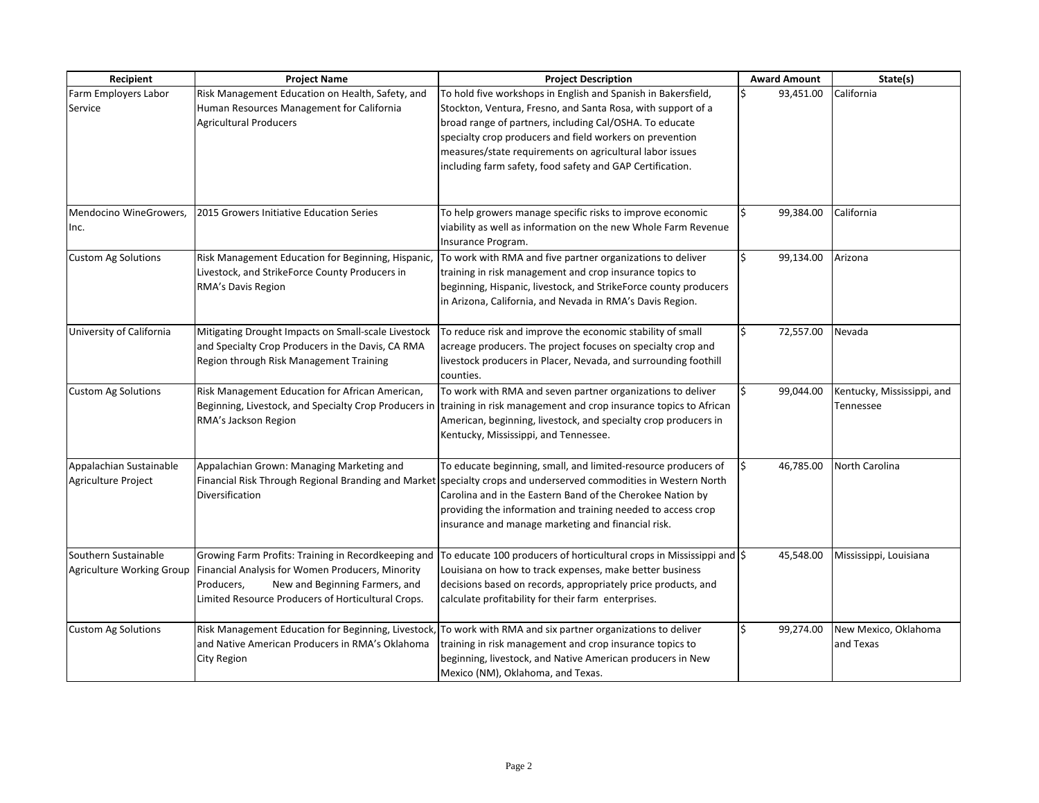| Recipient | Project Name | Project Description | Award Amount | State(s) |
|---|---|---|---|---|
| Farm Employers Labor Service | Risk Management Education on Health, Safety, and Human Resources Management for California Agricultural Producers | To hold five workshops in English and Spanish in Bakersfield, Stockton, Ventura, Fresno, and Santa Rosa, with support of a broad range of partners, including Cal/OSHA. To educate specialty crop producers and field workers on prevention measures/state requirements on agricultural labor issues including farm safety, food safety and GAP Certification. | $ 93,451.00 | California |
| Mendocino WineGrowers, Inc. | 2015 Growers Initiative Education Series | To help growers manage specific risks to improve economic viability as well as information on the new Whole Farm Revenue Insurance Program. | $ 99,384.00 | California |
| Custom Ag Solutions | Risk Management Education for Beginning, Hispanic, Livestock, and StrikeForce County Producers in RMA's Davis Region | To work with RMA and five partner organizations to deliver training in risk management and crop insurance topics to beginning, Hispanic, livestock, and StrikeForce county producers in Arizona, California, and Nevada in RMA's Davis Region. | $ 99,134.00 | Arizona |
| University of California | Mitigating Drought Impacts on Small-scale Livestock and Specialty Crop Producers in the Davis, CA RMA Region through Risk Management Training | To reduce risk and improve the economic stability of small acreage producers. The project focuses on specialty crop and livestock producers in Placer, Nevada, and surrounding foothill counties. | $ 72,557.00 | Nevada |
| Custom Ag Solutions | Risk Management Education for African American, Beginning, Livestock, and Specialty Crop Producers in RMA's Jackson Region | To work with RMA and seven partner organizations to deliver training in risk management and crop insurance topics to African American, beginning, livestock, and specialty crop producers in Kentucky, Mississippi, and Tennessee. | $ 99,044.00 | Kentucky, Mississippi, and Tennessee |
| Appalachian Sustainable Agriculture Project | Appalachian Grown: Managing Marketing and Financial Risk Through Regional Branding and Market Diversification | To educate beginning, small, and limited-resource producers of specialty crops and underserved commodities in Western North Carolina and in the Eastern Band of the Cherokee Nation by providing the information and training needed to access crop insurance and manage marketing and financial risk. | $ 46,785.00 | North Carolina |
| Southern Sustainable Agriculture Working Group | Growing Farm Profits: Training in Recordkeeping and Financial Analysis for Women Producers, Minority Producers, New and Beginning Farmers, and Limited Resource Producers of Horticultural Crops. | To educate 100 producers of horticultural crops in Mississippi and Louisiana on how to track expenses, make better business decisions based on records, appropriately price products, and calculate profitability for their farm enterprises. | $ 45,548.00 | Mississippi, Louisiana |
| Custom Ag Solutions | Risk Management Education for Beginning, Livestock, and Native American Producers in RMA's Oklahoma City Region | To work with RMA and six partner organizations to deliver training in risk management and crop insurance topics to beginning, livestock, and Native American producers in New Mexico (NM), Oklahoma, and Texas. | $ 99,274.00 | New Mexico, Oklahoma and Texas |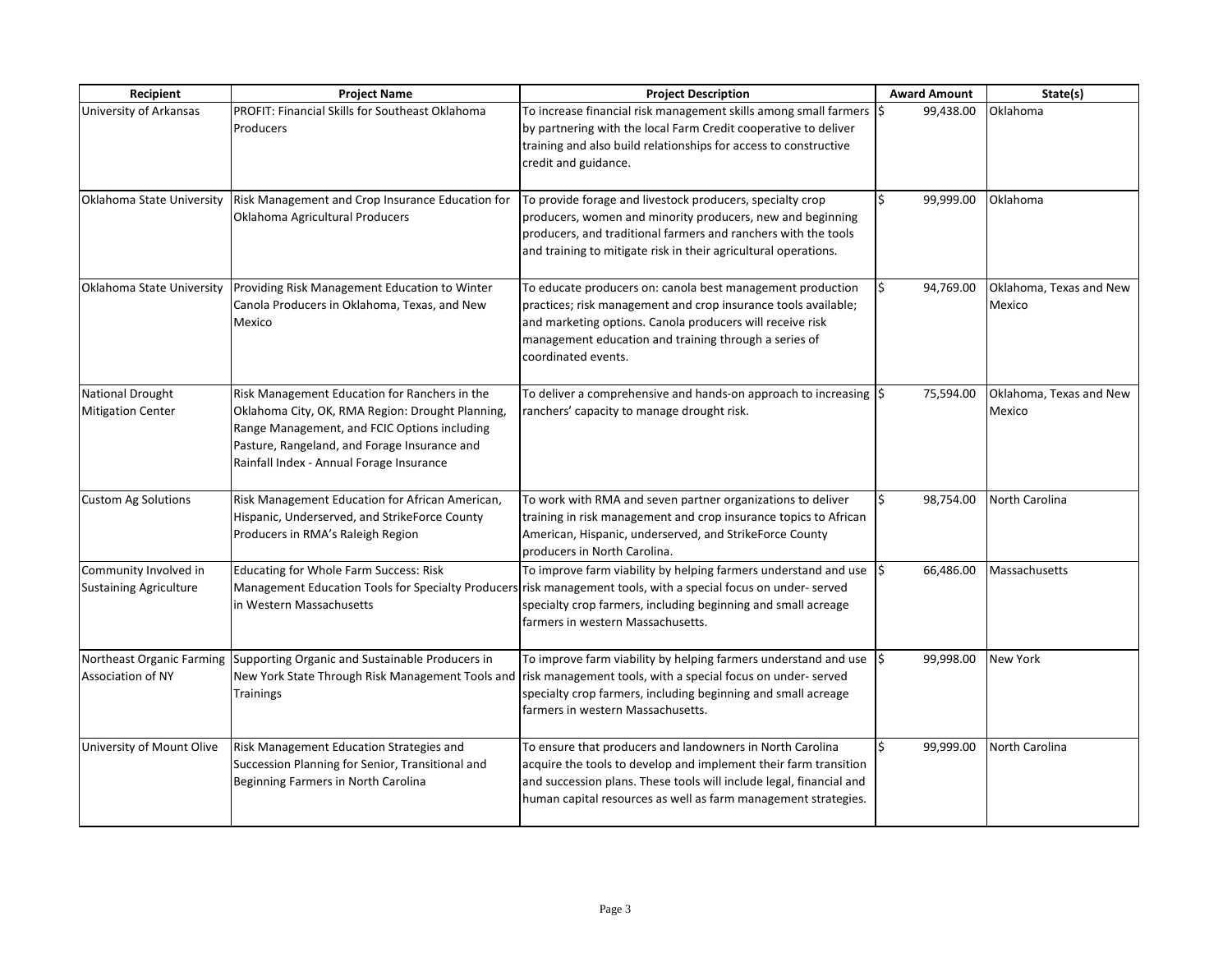| Recipient | Project Name | Project Description | Award Amount | State(s) |
|---|---|---|---|---|
| University of Arkansas | PROFIT: Financial Skills for Southeast Oklahoma Producers | To increase financial risk management skills among small farmers by partnering with the local Farm Credit cooperative to deliver training and also build relationships for access to constructive credit and guidance. | $ 99,438.00 | Oklahoma |
| Oklahoma State University | Risk Management and Crop Insurance Education for Oklahoma Agricultural Producers | To provide forage and livestock producers, specialty crop producers, women and minority producers, new and beginning producers, and traditional farmers and ranchers with the tools and training to mitigate risk in their agricultural operations. | $ 99,999.00 | Oklahoma |
| Oklahoma State University | Providing Risk Management Education to Winter Canola Producers in Oklahoma, Texas, and New Mexico | To educate producers on: canola best management production practices; risk management and crop insurance tools available; and marketing options. Canola producers will receive risk management education and training through a series of coordinated events. | $ 94,769.00 | Oklahoma, Texas and New Mexico |
| National Drought Mitigation Center | Risk Management Education for Ranchers in the Oklahoma City, OK, RMA Region: Drought Planning, Range Management, and FCIC Options including Pasture, Rangeland, and Forage Insurance and Rainfall Index - Annual Forage Insurance | To deliver a comprehensive and hands-on approach to increasing ranchers' capacity to manage drought risk. | $ 75,594.00 | Oklahoma, Texas and New Mexico |
| Custom Ag Solutions | Risk Management Education for African American, Hispanic, Underserved, and StrikeForce County Producers in RMA's Raleigh Region | To work with RMA and seven partner organizations to deliver training in risk management and crop insurance topics to African American, Hispanic, underserved, and StrikeForce County producers in North Carolina. | $ 98,754.00 | North Carolina |
| Community Involved in Sustaining Agriculture | Educating for Whole Farm Success: Risk Management Education Tools for Specialty Producers in Western Massachusetts | To improve farm viability by helping farmers understand and use risk management tools, with a special focus on under- served specialty crop farmers, including beginning and small acreage farmers in western Massachusetts. | $ 66,486.00 | Massachusetts |
| Northeast Organic Farming Association of NY | Supporting Organic and Sustainable Producers in New York State Through Risk Management Tools and Trainings | To improve farm viability by helping farmers understand and use risk management tools, with a special focus on under- served specialty crop farmers, including beginning and small acreage farmers in western Massachusetts. | $ 99,998.00 | New York |
| University of Mount Olive | Risk Management Education Strategies and Succession Planning for Senior, Transitional and Beginning Farmers in North Carolina | To ensure that producers and landowners in North Carolina acquire the tools to develop and implement their farm transition and succession plans. These tools will include legal, financial and human capital resources as well as farm management strategies. | $ 99,999.00 | North Carolina |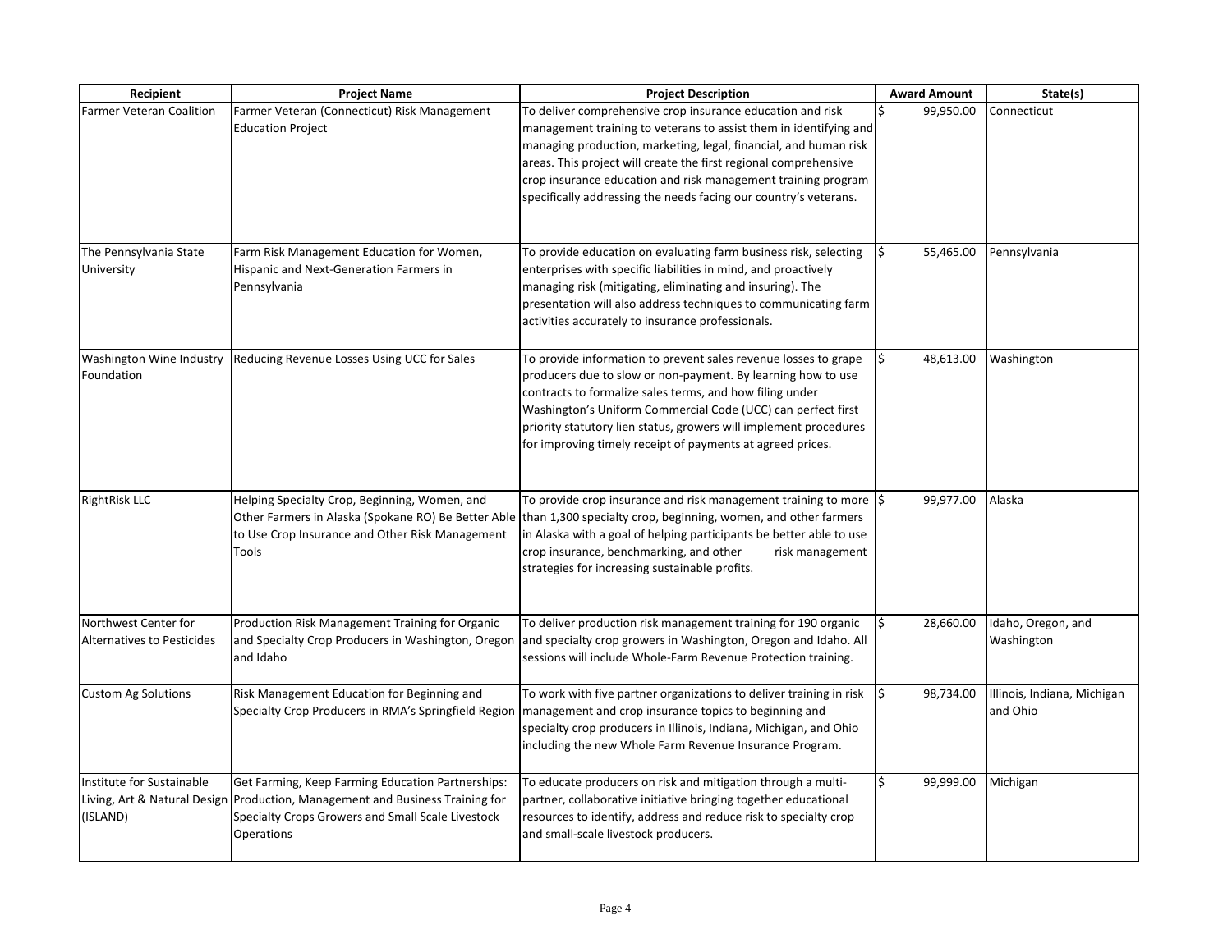| Recipient | Project Name | Project Description | Award Amount | State(s) |
|---|---|---|---|---|
| Farmer Veteran Coalition | Farmer Veteran (Connecticut) Risk Management Education Project | To deliver comprehensive crop insurance education and risk management training to veterans to assist them in identifying and managing production, marketing, legal, financial, and human risk areas. This project will create the first regional comprehensive crop insurance education and risk management training program specifically addressing the needs facing our country's veterans. | $ 99,950.00 | Connecticut |
| The Pennsylvania State University | Farm Risk Management Education for Women, Hispanic and Next-Generation Farmers in Pennsylvania | To provide education on evaluating farm business risk, selecting enterprises with specific liabilities in mind, and proactively managing risk (mitigating, eliminating and insuring). The presentation will also address techniques to communicating farm activities accurately to insurance professionals. | $ 55,465.00 | Pennsylvania |
| Washington Wine Industry Foundation | Reducing Revenue Losses Using UCC for Sales | To provide information to prevent sales revenue losses to grape producers due to slow or non-payment. By learning how to use contracts to formalize sales terms, and how filing under Washington's Uniform Commercial Code (UCC) can perfect first priority statutory lien status, growers will implement procedures for improving timely receipt of payments at agreed prices. | $ 48,613.00 | Washington |
| RightRisk LLC | Helping Specialty Crop, Beginning, Women, and Other Farmers in Alaska (Spokane RO) Be Better Able to Use Crop Insurance and Other Risk Management Tools | To provide crop insurance and risk management training to more than 1,300 specialty crop, beginning, women, and other farmers in Alaska with a goal of helping participants be better able to use crop insurance, benchmarking, and other risk management strategies for increasing sustainable profits. | $ 99,977.00 | Alaska |
| Northwest Center for Alternatives to Pesticides | Production Risk Management Training for Organic and Specialty Crop Producers in Washington, Oregon and Idaho | To deliver production risk management training for 190 organic and specialty crop growers in Washington, Oregon and Idaho. All sessions will include Whole-Farm Revenue Protection training. | $ 28,660.00 | Idaho, Oregon, and Washington |
| Custom Ag Solutions | Risk Management Education for Beginning and Specialty Crop Producers in RMA's Springfield Region | To work with five partner organizations to deliver training in risk management and crop insurance topics to beginning and specialty crop producers in Illinois, Indiana, Michigan, and Ohio including the new Whole Farm Revenue Insurance Program. | $ 98,734.00 | Illinois, Indiana, Michigan and Ohio |
| Institute for Sustainable Living, Art & Natural Design (ISLAND) | Get Farming, Keep Farming Education Partnerships: Production, Management and Business Training for Specialty Crops Growers and Small Scale Livestock Operations | To educate producers on risk and mitigation through a multi-partner, collaborative initiative bringing together educational resources to identify, address and reduce risk to specialty crop and small-scale livestock producers. | $ 99,999.00 | Michigan |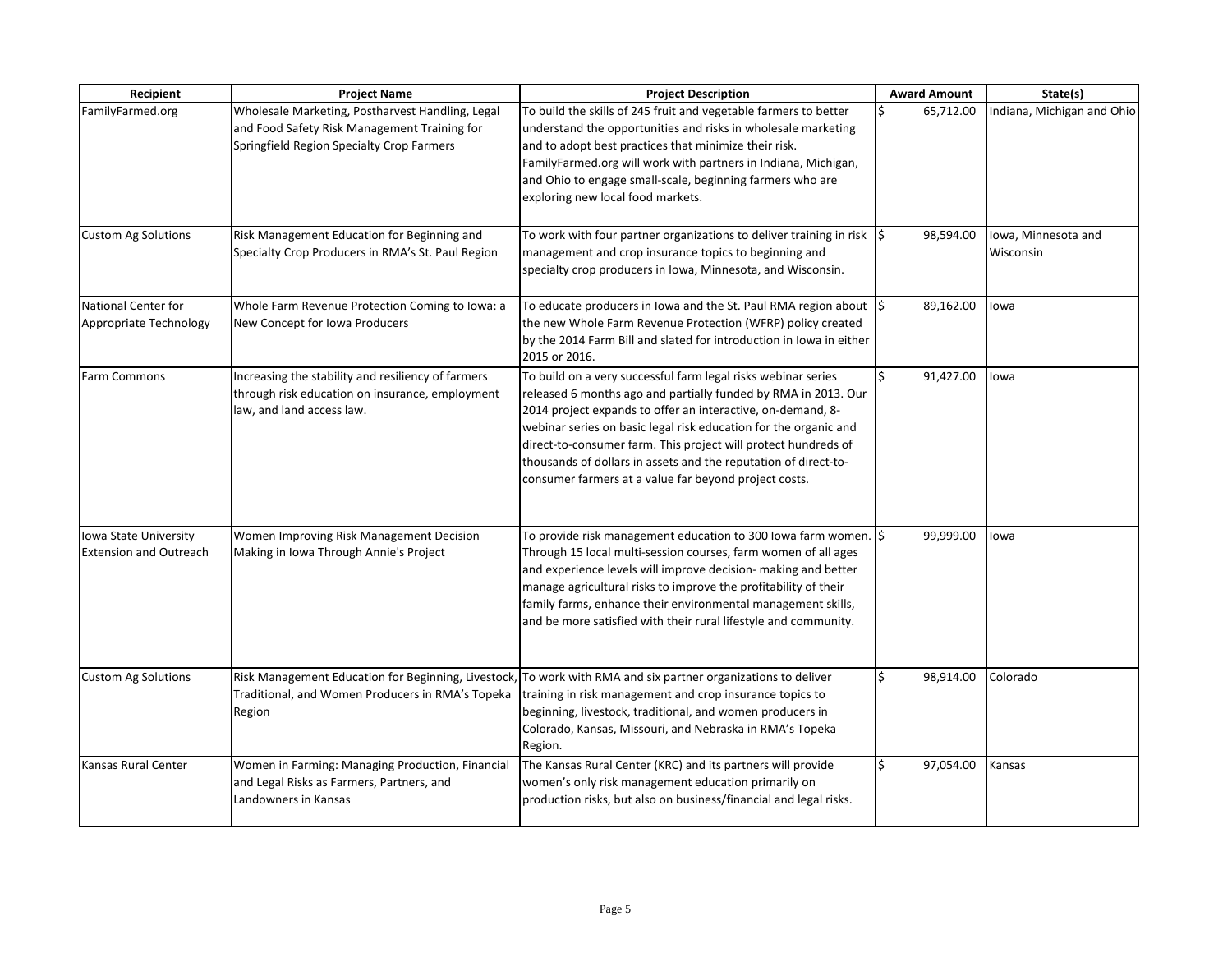| Recipient | Project Name | Project Description | Award Amount | State(s) |
|---|---|---|---|---|
| FamilyFarmed.org | Wholesale Marketing, Postharvest Handling, Legal and Food Safety Risk Management Training for Springfield Region Specialty Crop Farmers | To build the skills of 245 fruit and vegetable farmers to better understand the opportunities and risks in wholesale marketing and to adopt best practices that minimize their risk. FamilyFarmed.org will work with partners in Indiana, Michigan, and Ohio to engage small-scale, beginning farmers who are exploring new local food markets. | $ 65,712.00 | Indiana, Michigan and Ohio |
| Custom Ag Solutions | Risk Management Education for Beginning and Specialty Crop Producers in RMA's St. Paul Region | To work with four partner organizations to deliver training in risk management and crop insurance topics to beginning and specialty crop producers in Iowa, Minnesota, and Wisconsin. | $ 98,594.00 | Iowa, Minnesota and Wisconsin |
| National Center for Appropriate Technology | Whole Farm Revenue Protection Coming to Iowa: a New Concept for Iowa Producers | To educate producers in Iowa and the St. Paul RMA region about the new Whole Farm Revenue Protection (WFRP) policy created by the 2014 Farm Bill and slated for introduction in Iowa in either 2015 or 2016. | $ 89,162.00 | Iowa |
| Farm Commons | Increasing the stability and resiliency of farmers through risk education on insurance, employment law, and land access law. | To build on a very successful farm legal risks webinar series released 6 months ago and partially funded by RMA in 2013. Our 2014 project expands to offer an interactive, on-demand, 8-webinar series on basic legal risk education for the organic and direct-to-consumer farm. This project will protect hundreds of thousands of dollars in assets and the reputation of direct-to-consumer farmers at a value far beyond project costs. | $ 91,427.00 | Iowa |
| Iowa State University Extension and Outreach | Women Improving Risk Management Decision Making in Iowa Through Annie's Project | To provide risk management education to 300 Iowa farm women. Through 15 local multi-session courses, farm women of all ages and experience levels will improve decision- making and better manage agricultural risks to improve the profitability of their family farms, enhance their environmental management skills, and be more satisfied with their rural lifestyle and community. | $ 99,999.00 | Iowa |
| Custom Ag Solutions | Risk Management Education for Beginning, Livestock, Traditional, and Women Producers in RMA's Topeka Region | To work with RMA and six partner organizations to deliver training in risk management and crop insurance topics to beginning, livestock, traditional, and women producers in Colorado, Kansas, Missouri, and Nebraska in RMA's Topeka Region. | $ 98,914.00 | Colorado |
| Kansas Rural Center | Women in Farming: Managing Production, Financial and Legal Risks as Farmers, Partners, and Landowners in Kansas | The Kansas Rural Center (KRC) and its partners will provide women's only risk management education primarily on production risks, but also on business/financial and legal risks. | $ 97,054.00 | Kansas |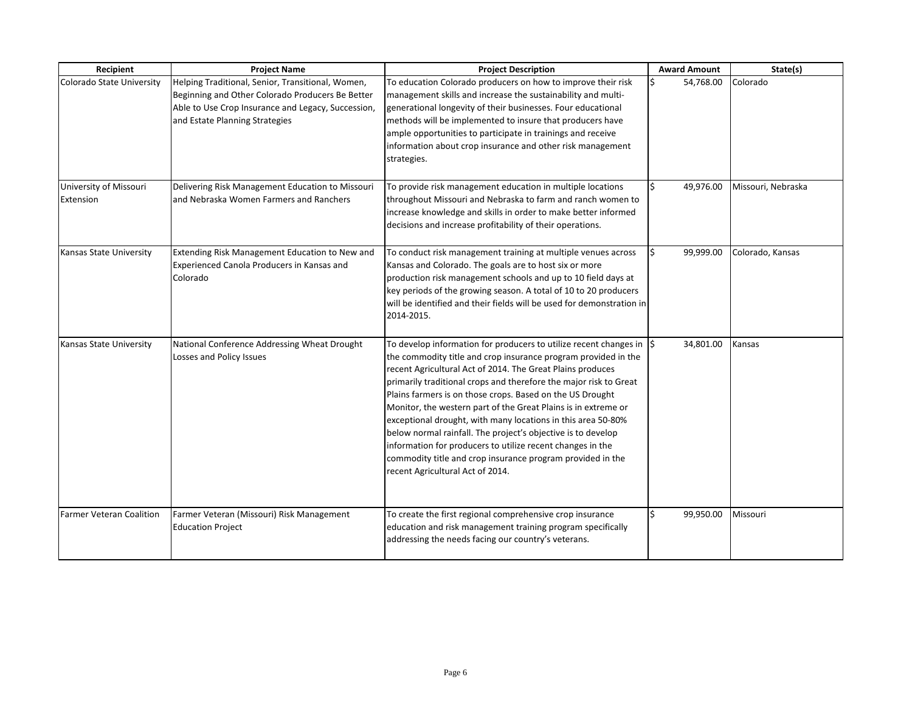| Recipient | Project Name | Project Description | Award Amount | State(s) |
| --- | --- | --- | --- | --- |
| Colorado State University | Helping Traditional, Senior, Transitional, Women, Beginning and Other Colorado Producers Be Better Able to Use Crop Insurance and Legacy, Succession, and Estate Planning Strategies | To education Colorado producers on how to improve their risk management skills and increase the sustainability and multi-generational longevity of their businesses. Four educational methods will be implemented to insure that producers have ample opportunities to participate in trainings and receive information about crop insurance and other risk management strategies. | $ 54,768.00 | Colorado |
| University of Missouri Extension | Delivering Risk Management Education to Missouri and Nebraska Women Farmers and Ranchers | To provide risk management education in multiple locations throughout Missouri and Nebraska to farm and ranch women to increase knowledge and skills in order to make better informed decisions and increase profitability of their operations. | $ 49,976.00 | Missouri, Nebraska |
| Kansas State University | Extending Risk Management Education to New and Experienced Canola Producers in Kansas and Colorado | To conduct risk management training at multiple venues across Kansas and Colorado. The goals are to host six or more production risk management schools and up to 10 field days at key periods of the growing season. A total of 10 to 20 producers will be identified and their fields will be used for demonstration in 2014-2015. | $ 99,999.00 | Colorado, Kansas |
| Kansas State University | National Conference Addressing Wheat Drought Losses and Policy Issues | To develop information for producers to utilize recent changes in the commodity title and crop insurance program provided in the recent Agricultural Act of 2014. The Great Plains produces primarily traditional crops and therefore the major risk to Great Plains farmers is on those crops. Based on the US Drought Monitor, the western part of the Great Plains is in extreme or exceptional drought, with many locations in this area 50-80% below normal rainfall. The project's objective is to develop information for producers to utilize recent changes in the commodity title and crop insurance program provided in the recent Agricultural Act of 2014. | $ 34,801.00 | Kansas |
| Farmer Veteran Coalition | Farmer Veteran (Missouri) Risk Management Education Project | To create the first regional comprehensive crop insurance education and risk management training program specifically addressing the needs facing our country's veterans. | $ 99,950.00 | Missouri |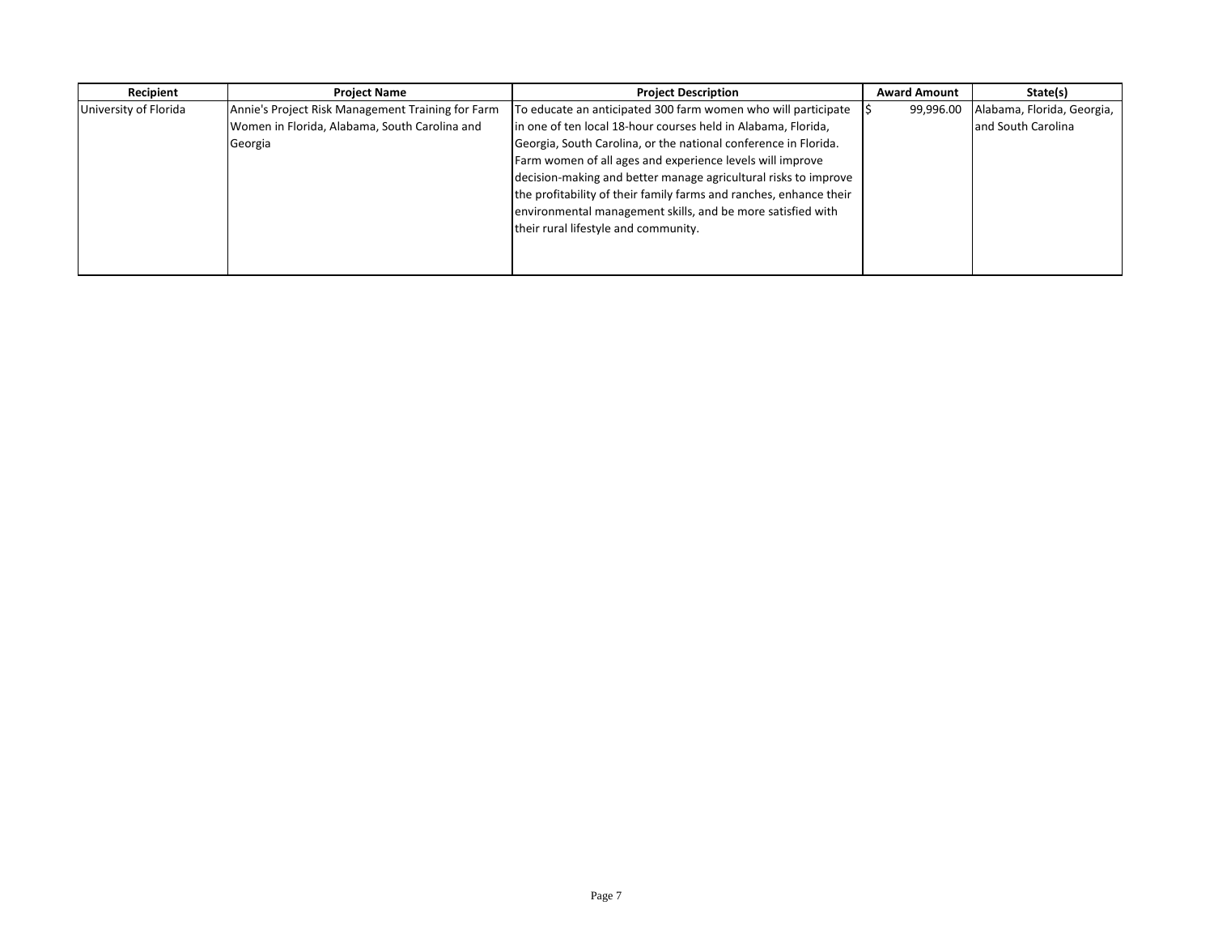| Recipient | Project Name | Project Description | Award Amount | State(s) |
|---|---|---|---|---|
| University of Florida | Annie's Project Risk Management Training for Farm Women in Florida, Alabama, South Carolina and Georgia | To educate an anticipated 300 farm women who will participate in one of ten local 18-hour courses held in Alabama, Florida, Georgia, South Carolina, or the national conference in Florida. Farm women of all ages and experience levels will improve decision-making and better manage agricultural risks to improve the profitability of their family farms and ranches, enhance their environmental management skills, and be more satisfied with their rural lifestyle and community. | $ 99,996.00 | Alabama, Florida, Georgia, and South Carolina |